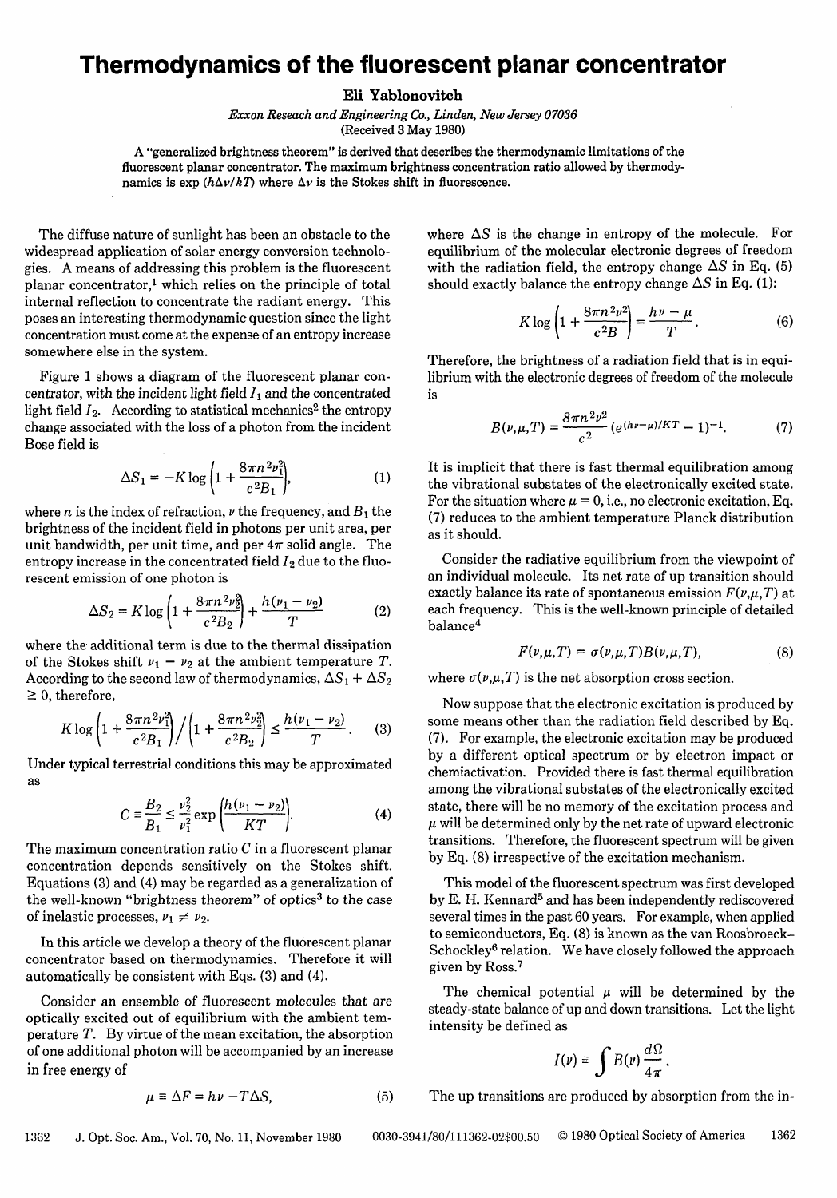# Thermodynamics of the fluorescent planar concentrator

**Eli Yablonovitch**

*Exxon Reseach and Engineering Co., Linden, New Jersey 07036*
(Received 3 May 1980)

A "generalized brightness theorem" is derived that describes the thermodynamic limitations of the fluorescent planar concentrator. The maximum brightness concentration ratio allowed by thermodynamics is $\exp(h\Delta\nu/kT)$ where $\Delta\nu$ is the Stokes shift in fluorescence.

The diffuse nature of sunlight has been an obstacle to the widespread application of solar energy conversion technologies. A means of addressing this problem is the fluorescent planar concentrator,[1] which relies on the principle of total internal reflection to concentrate the radiant energy. This poses an interesting thermodynamic question since the light concentration must come at the expense of an entropy increase somewhere else in the system.

Figure 1 shows a diagram of the fluorescent planar concentrator, with the incident light field $I_1$ and the concentrated light field $I_2$. According to statistical mechanics[2] the entropy change associated with the loss of a photon from the incident Bose field is

$$\Delta S_1 = -K \log\left(1 + \frac{8\pi n^2 \nu_1^2}{c^2 B_1}\right), \tag{1}$$

where $n$ is the index of refraction, $\nu$ the frequency, and $B_1$ the brightness of the incident field in photons per unit area, per unit bandwidth, per unit time, and per $4\pi$ solid angle. The entropy increase in the concentrated field $I_2$ due to the fluorescent emission of one photon is

$$\Delta S_2 = K \log\left(1 + \frac{8\pi n^2 \nu_2^2}{c^2 B_2}\right) + \frac{h(\nu_1 - \nu_2)}{T} \tag{2}$$

where the additional term is due to the thermal dissipation of the Stokes shift $\nu_1 - \nu_2$ at the ambient temperature $T$. According to the second law of thermodynamics, $\Delta S_1 + \Delta S_2 \geq 0$, therefore,

$$K \log\left(1 + \frac{8\pi n^2 \nu_1^2}{c^2 B_1}\right) \Big/ \left(1 + \frac{8\pi n^2 \nu_2^2}{c^2 B_2}\right) \leq \frac{h(\nu_1 - \nu_2)}{T}. \tag{3}$$

Under typical terrestrial conditions this may be approximated as

$$C \equiv \frac{B_2}{B_1} \leq \frac{\nu_2^2}{\nu_1^2} \exp\left(\frac{h(\nu_1 - \nu_2)}{KT}\right). \tag{4}$$

The maximum concentration ratio $C$ in a fluorescent planar concentration depends sensitively on the Stokes shift. Equations (3) and (4) may be regarded as a generalization of the well-known "brightness theorem" of optics[3] to the case of inelastic processes, $\nu_1 \neq \nu_2$.

In this article we develop a theory of the fluorescent planar concentrator based on thermodynamics. Therefore it will automatically be consistent with Eqs. (3) and (4).

Consider an ensemble of fluorescent molecules that are optically excited out of equilibrium with the ambient temperature $T$. By virtue of the mean excitation, the absorption of one additional photon will be accompanied by an increase in free energy of

$$\mu \equiv \Delta F = h\nu - T\Delta S, \tag{5}$$

where $\Delta S$ is the change in entropy of the molecule. For equilibrium of the molecular electronic degrees of freedom with the radiation field, the entropy change $\Delta S$ in Eq. (5) should exactly balance the entropy change $\Delta S$ in Eq. (1):

$$K \log\left(1 + \frac{8\pi n^2 \nu^2}{c^2 B}\right) = \frac{h\nu - \mu}{T}. \tag{6}$$

Therefore, the brightness of a radiation field that is in equilibrium with the electronic degrees of freedom of the molecule is

$$B(\nu,\mu,T) = \frac{8\pi n^2 \nu^2}{c^2} \left(e^{(h\nu - \mu)/KT} - 1\right)^{-1}. \tag{7}$$

It is implicit that there is fast thermal equilibration among the vibrational substates of the electronically excited state. For the situation where $\mu = 0$, i.e., no electronic excitation, Eq. (7) reduces to the ambient temperature Planck distribution as it should.

Consider the radiative equilibrium from the viewpoint of an individual molecule. Its net rate of up transition should exactly balance its rate of spontaneous emission $F(\nu,\mu,T)$ at each frequency. This is the well-known principle of detailed balance[4]

$$F(\nu,\mu,T) = \sigma(\nu,\mu,T) B(\nu,\mu,T), \tag{8}$$

where $\sigma(\nu,\mu,T)$ is the net absorption cross section.

Now suppose that the electronic excitation is produced by some means other than the radiation field described by Eq. (7). For example, the electronic excitation may be produced by a different optical spectrum or by electron impact or chemiactivation. Provided there is fast thermal equilibration among the vibrational substates of the electronically excited state, there will be no memory of the excitation process and $\mu$ will be determined only by the net rate of upward electronic transitions. Therefore, the fluorescent spectrum will be given by Eq. (8) irrespective of the excitation mechanism.

This model of the fluorescent spectrum was first developed by E. H. Kennard[5] and has been independently rediscovered several times in the past 60 years. For example, when applied to semiconductors, Eq. (8) is known as the van Roosbroeck-Schockley[6] relation. We have closely followed the approach given by Ross.[7]

The chemical potential $\mu$ will be determined by the steady-state balance of up and down transitions. Let the light intensity be defined as

$$I(\nu) \equiv \int B(\nu) \frac{d\Omega}{4\pi}.$$

The up transitions are produced by absorption from the in-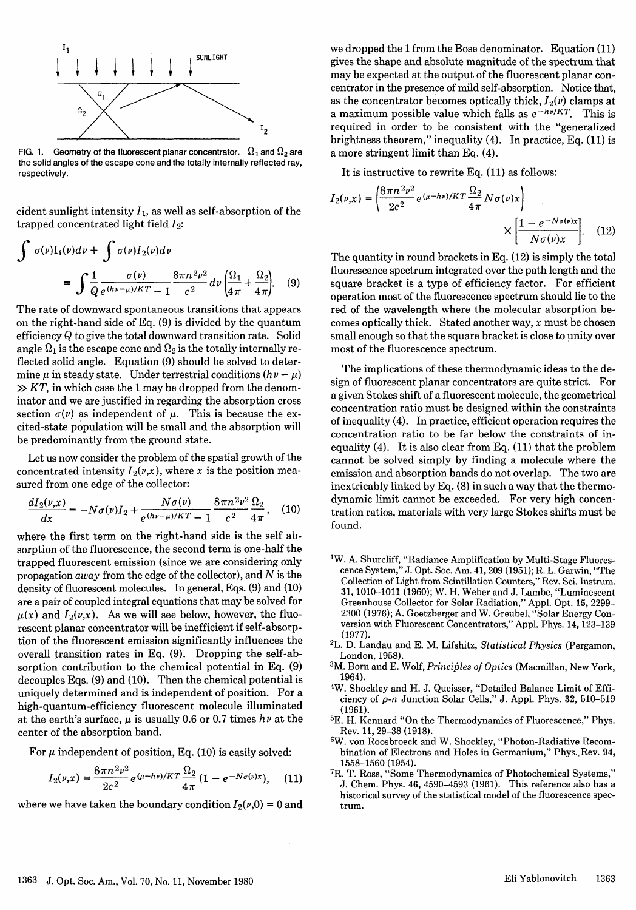I[1]

SUNLIGHT

$\Omega_1$

$\Omega_2$

I[2]

FIG. 1. Geometry of the fluorescent planar concentrator. $\Omega_1$ and $\Omega_2$ are the solid angles of the escape cone and the totally internally reflected ray, respectively.

cident sunlight intensity $I_1$, as well as self-absorption of the trapped concentrated light field $I_2$:

$$\int \sigma(\nu) I_1(\nu) d\nu + \int \sigma(\nu) I_2(\nu) d\nu = \int \frac{1}{Q} \frac{\sigma(\nu)}{e^{(h\nu-\mu)/KT} - 1} \frac{8\pi n^2 \nu^2}{c^2} d\nu \left(\frac{\Omega_1}{4\pi} + \frac{\Omega_2}{4\pi}\right). \quad (9)$$

The rate of downward spontaneous transitions that appears on the right-hand side of Eq. (9) is divided by the quantum efficiency $Q$ to give the total downward transition rate. Solid angle $\Omega_1$ is the escape cone and $\Omega_2$ is the totally internally reflected solid angle. Equation (9) should be solved to determine $\mu$ in steady state. Under terrestrial conditions $(h\nu - \mu) \gg KT$, in which case the 1 may be dropped from the denominator and we are justified in regarding the absorption cross section $\sigma(\nu)$ as independent of $\mu$. This is because the excited-state population will be small and the absorption will be predominantly from the ground state.

Let us now consider the problem of the spatial growth of the concentrated intensity $I_2(\nu,x)$, where $x$ is the position measured from one edge of the collector:

$$\frac{dI_2(\nu,x)}{dx} = -N\sigma(\nu) I_2 + \frac{N\sigma(\nu)}{e^{(h\nu-\mu)/KT} - 1} \frac{8\pi n^2 \nu^2}{c^2} \frac{\Omega_2}{4\pi}, \quad (10)$$

where the first term on the right-hand side is the self absorption of the fluorescence, the second term is one-half the trapped fluorescent emission (since we are considering only propagation *away* from the edge of the collector), and $N$ is the density of fluorescent molecules. In general, Eqs. (9) and (10) are a pair of coupled integral equations that may be solved for $\mu(x)$ and $I_2(\nu,x)$. As we will see below, however, the fluorescent planar concentrator will be inefficient if self-absorption of the fluorescent emission significantly influences the overall transition rates in Eq. (9). Dropping the self-absorption contribution to the chemical potential in Eq. (9) decouples Eqs. (9) and (10). Then the chemical potential is uniquely determined and is independent of position. For a high-quantum-efficiency fluorescent molecule illuminated at the earth's surface, $\mu$ is usually 0.6 or 0.7 times $h\nu$ at the center of the absorption band.

For $\mu$ independent of position, Eq. (10) is easily solved:

$$I_2(\nu,x) = \frac{8\pi n^2 \nu^2}{2c^2} e^{(\mu-h\nu)/KT} \frac{\Omega_2}{4\pi} (1 - e^{-N\sigma(\nu)x}), \quad (11)$$

where we have taken the boundary condition $I_2(\nu,0) = 0$ and we dropped the 1 from the Bose denominator. Equation (11) gives the shape and absolute magnitude of the spectrum that may be expected at the output of the fluorescent planar concentrator in the presence of mild self-absorption. Notice that, as the concentrator becomes optically thick, $I_2(\nu)$ clamps at a maximum possible value which falls as $e^{-h\nu/KT}$. This is required in order to be consistent with the "generalized brightness theorem," inequality (4). In practice, Eq. (11) is a more stringent limit than Eq. (4).

It is instructive to rewrite Eq. (11) as follows:

$$I_2(\nu,x) = \left(\frac{8\pi n^2 \nu^2}{2c^2} e^{(\mu-h\nu)/KT} \frac{\Omega_2}{4\pi} N\sigma(\nu)x\right) \times \left[\frac{1 - e^{-N\sigma(\nu)x}}{N\sigma(\nu)x}\right]. \quad (12)$$

The quantity in round brackets in Eq. (12) is simply the total fluorescence spectrum integrated over the path length and the square bracket is a type of efficiency factor. For efficient operation most of the fluorescence spectrum should lie to the red of the wavelength where the molecular absorption becomes optically thick. Stated another way, $x$ must be chosen small enough so that the square bracket is close to unity over most of the fluorescence spectrum.

The implications of these thermodynamic ideas to the design of fluorescent planar concentrators are quite strict. For a given Stokes shift of a fluorescent molecule, the geometrical concentration ratio must be designed within the constraints of inequality (4). In practice, efficient operation requires the concentration ratio to be far below the constraints of inequality (4). It is also clear from Eq. (11) that the problem cannot be solved simply by finding a molecule where the emission and absorption bands do not overlap. The two are inextricably linked by Eq. (8) in such a way that the thermodynamic limit cannot be exceeded. For very high concentration ratios, materials with very large Stokes shifts must be found.

[1]W. A. Shurcliff, "Radiance Amplification by Multi-Stage Fluorescence System," J. Opt. Soc. Am. 41, 209 (1951); R. L. Garwin, "The Collection of Light from Scintillation Counters," Rev. Sci. Instrum. 31, 1010–1011 (1960); W. H. Weber and J. Lambe, "Luminescent Greenhouse Collector for Solar Radiation," Appl. Opt. 15, 2299–2300 (1976); A. Goetzberger and W. Greubel, "Solar Energy Conversion with Fluorescent Concentrators," Appl. Phys. 14, 123–139 (1977).

[2]L. D. Landau and E. M. Lifshitz, *Statistical Physics* (Pergamon, London, 1958).

[3]M. Born and E. Wolf, *Principles of Optics* (Macmillan, New York, 1964).

[4]W. Shockley and H. J. Queisser, "Detailed Balance Limit of Efficiency of p-n Junction Solar Cells," J. Appl. Phys. 32, 510–519 (1961).

[5]E. H. Kennard "On the Thermodynamics of Fluorescence," Phys. Rev. 11, 29–38 (1918).

[6]W. von Roosbroeck and W. Shockley, "Photon-Radiative Recombination of Electrons and Holes in Germanium," Phys. Rev. 94, 1558–1560 (1954).

[7]R. T. Ross, "Some Thermodynamics of Photochemical Systems," J. Chem. Phys. 46, 4590–4593 (1961). This reference also has a historical survey of the statistical model of the fluorescence spectrum.